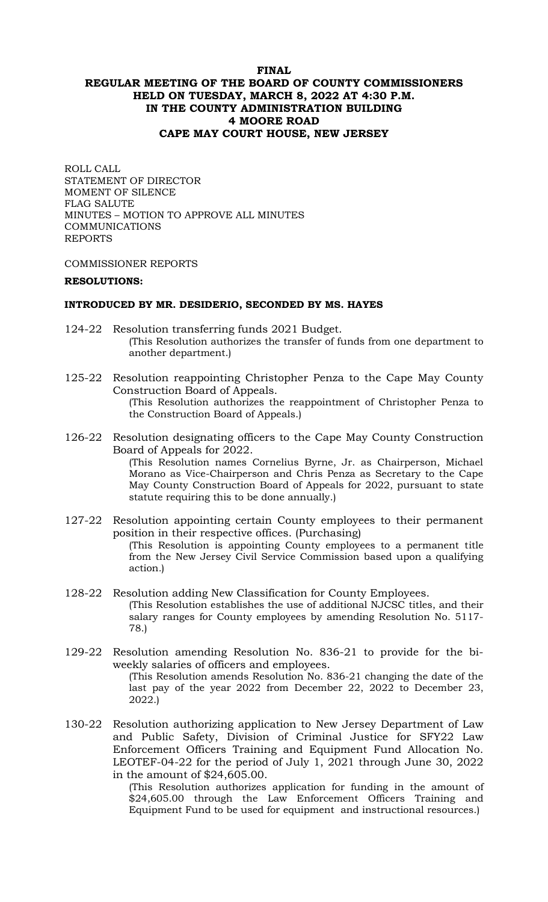**FINAL**

# REGULAR MEETING OF THE BOARD OF COUNTY COMMISSIONERS HELD ON TUESDAY, MARCH 8, 2022 AT 4:30 P.M. IN THE COUNTY ADMINISTRATION BUILDING 4 MOORE ROAD CAPE MAY COURT HOUSE, NEW JERSEY

ROLL CALL
STATEMENT OF DIRECTOR
MOMENT OF SILENCE
FLAG SALUTE
MINUTES – MOTION TO APPROVE ALL MINUTES
COMMUNICATIONS
REPORTS

COMMISSIONER REPORTS

**RESOLUTIONS:**

**INTRODUCED BY MR. DESIDERIO, SECONDED BY MS. HAYES**

124-22 Resolution transferring funds 2021 Budget.
(This Resolution authorizes the transfer of funds from one department to another department.)

125-22 Resolution reappointing Christopher Penza to the Cape May County Construction Board of Appeals.
(This Resolution authorizes the reappointment of Christopher Penza to the Construction Board of Appeals.)

126-22 Resolution designating officers to the Cape May County Construction Board of Appeals for 2022.
(This Resolution names Cornelius Byrne, Jr. as Chairperson, Michael Morano as Vice-Chairperson and Chris Penza as Secretary to the Cape May County Construction Board of Appeals for 2022, pursuant to state statute requiring this to be done annually.)

127-22 Resolution appointing certain County employees to their permanent position in their respective offices. (Purchasing)
(This Resolution is appointing County employees to a permanent title from the New Jersey Civil Service Commission based upon a qualifying action.)

128-22 Resolution adding New Classification for County Employees.
(This Resolution establishes the use of additional NJCSC titles, and their salary ranges for County employees by amending Resolution No. 5117-78.)

129-22 Resolution amending Resolution No. 836-21 to provide for the bi-weekly salaries of officers and employees.
(This Resolution amends Resolution No. 836-21 changing the date of the last pay of the year 2022 from December 22, 2022 to December 23, 2022.)

130-22 Resolution authorizing application to New Jersey Department of Law and Public Safety, Division of Criminal Justice for SFY22 Law Enforcement Officers Training and Equipment Fund Allocation No. LEOTEF-04-22 for the period of July 1, 2021 through June 30, 2022 in the amount of $24,605.00.
(This Resolution authorizes application for funding in the amount of $24,605.00 through the Law Enforcement Officers Training and Equipment Fund to be used for equipment and instructional resources.)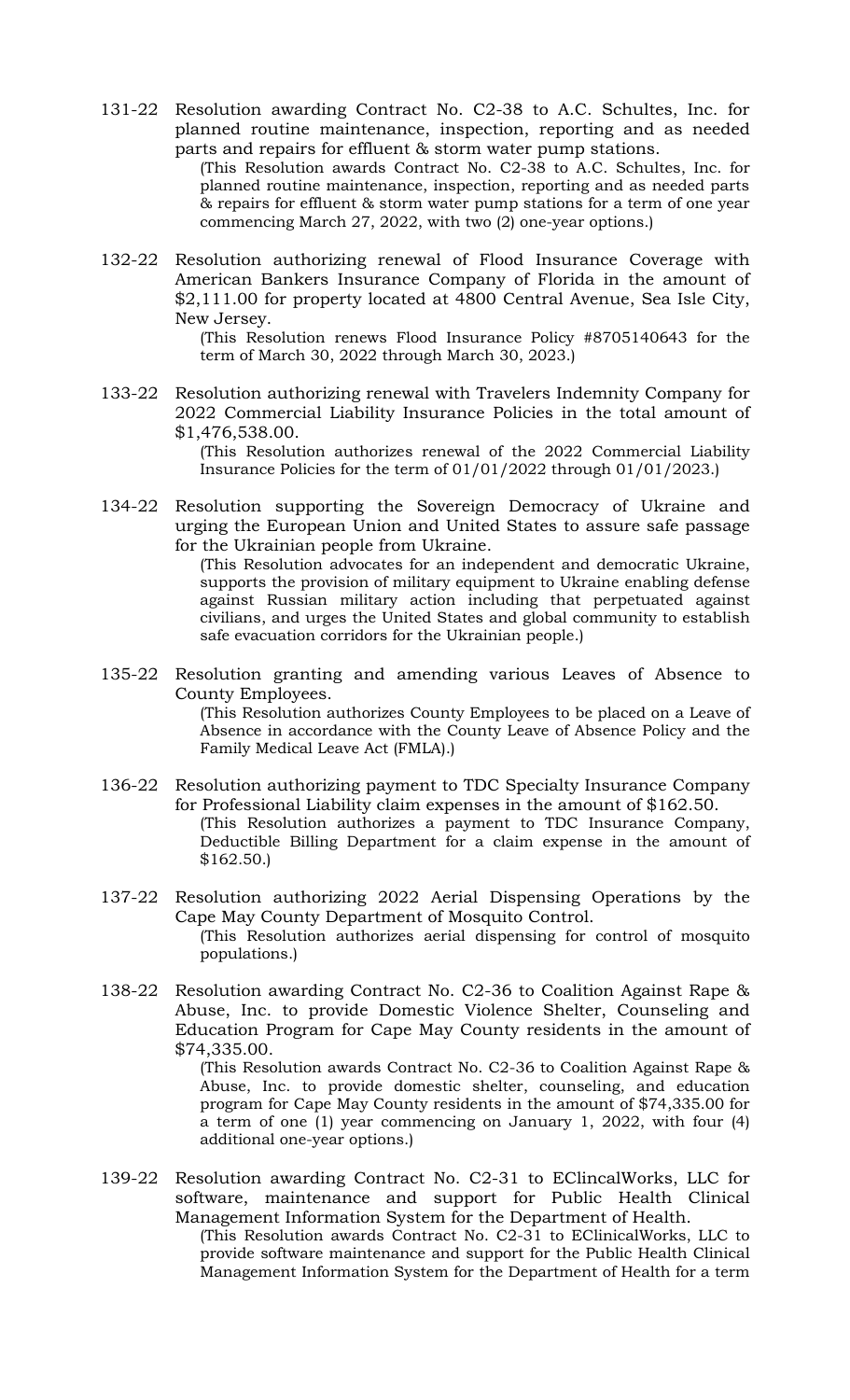131-22 Resolution awarding Contract No. C2-38 to A.C. Schultes, Inc. for planned routine maintenance, inspection, reporting and as needed parts and repairs for effluent & storm water pump stations.

(This Resolution awards Contract No. C2-38 to A.C. Schultes, Inc. for planned routine maintenance, inspection, reporting and as needed parts & repairs for effluent & storm water pump stations for a term of one year commencing March 27, 2022, with two (2) one-year options.)

132-22 Resolution authorizing renewal of Flood Insurance Coverage with American Bankers Insurance Company of Florida in the amount of $2,111.00 for property located at 4800 Central Avenue, Sea Isle City, New Jersey.

(This Resolution renews Flood Insurance Policy #8705140643 for the term of March 30, 2022 through March 30, 2023.)

133-22 Resolution authorizing renewal with Travelers Indemnity Company for 2022 Commercial Liability Insurance Policies in the total amount of $1,476,538.00.

(This Resolution authorizes renewal of the 2022 Commercial Liability Insurance Policies for the term of 01/01/2022 through 01/01/2023.)

134-22 Resolution supporting the Sovereign Democracy of Ukraine and urging the European Union and United States to assure safe passage for the Ukrainian people from Ukraine.

(This Resolution advocates for an independent and democratic Ukraine, supports the provision of military equipment to Ukraine enabling defense against Russian military action including that perpetuated against civilians, and urges the United States and global community to establish safe evacuation corridors for the Ukrainian people.)

135-22 Resolution granting and amending various Leaves of Absence to County Employees.

(This Resolution authorizes County Employees to be placed on a Leave of Absence in accordance with the County Leave of Absence Policy and the Family Medical Leave Act (FMLA).)

136-22 Resolution authorizing payment to TDC Specialty Insurance Company for Professional Liability claim expenses in the amount of $162.50.

(This Resolution authorizes a payment to TDC Insurance Company, Deductible Billing Department for a claim expense in the amount of $162.50.)

137-22 Resolution authorizing 2022 Aerial Dispensing Operations by the Cape May County Department of Mosquito Control.

(This Resolution authorizes aerial dispensing for control of mosquito populations.)

138-22 Resolution awarding Contract No. C2-36 to Coalition Against Rape & Abuse, Inc. to provide Domestic Violence Shelter, Counseling and Education Program for Cape May County residents in the amount of $74,335.00.

(This Resolution awards Contract No. C2-36 to Coalition Against Rape & Abuse, Inc. to provide domestic shelter, counseling, and education program for Cape May County residents in the amount of $74,335.00 for a term of one (1) year commencing on January 1, 2022, with four (4) additional one-year options.)

139-22 Resolution awarding Contract No. C2-31 to EClincalWorks, LLC for software, maintenance and support for Public Health Clinical Management Information System for the Department of Health.

(This Resolution awards Contract No. C2-31 to EClinicalWorks, LLC to provide software maintenance and support for the Public Health Clinical Management Information System for the Department of Health for a term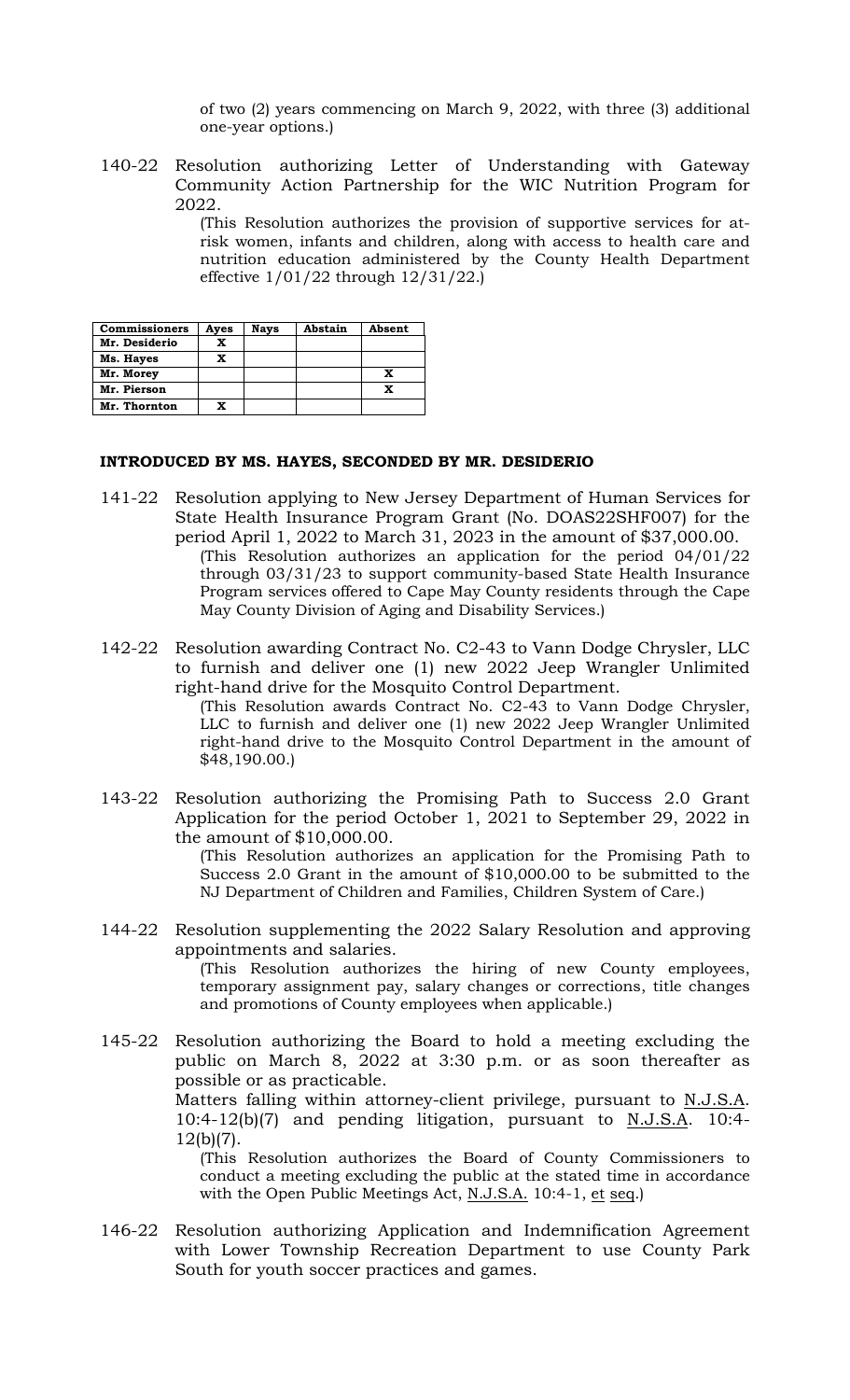of two (2) years commencing on March 9, 2022, with three (3) additional one-year options.)

140-22 Resolution authorizing Letter of Understanding with Gateway Community Action Partnership for the WIC Nutrition Program for 2022.

(This Resolution authorizes the provision of supportive services for at-risk women, infants and children, along with access to health care and nutrition education administered by the County Health Department effective 1/01/22 through 12/31/22.)

| Commissioners | Ayes | Nays | Abstain | Absent |
|---|---|---|---|---|
| Mr. Desiderio | X | | | |
| Ms. Hayes | X | | | |
| Mr. Morey | | | | X |
| Mr. Pierson | | | | X |
| Mr. Thornton | X | | | |

**INTRODUCED BY MS. HAYES, SECONDED BY MR. DESIDERIO**

141-22 Resolution applying to New Jersey Department of Human Services for State Health Insurance Program Grant (No. DOAS22SHF007) for the period April 1, 2022 to March 31, 2023 in the amount of $37,000.00.

(This Resolution authorizes an application for the period 04/01/22 through 03/31/23 to support community-based State Health Insurance Program services offered to Cape May County residents through the Cape May County Division of Aging and Disability Services.)

142-22 Resolution awarding Contract No. C2-43 to Vann Dodge Chrysler, LLC to furnish and deliver one (1) new 2022 Jeep Wrangler Unlimited right-hand drive for the Mosquito Control Department.

(This Resolution awards Contract No. C2-43 to Vann Dodge Chrysler, LLC to furnish and deliver one (1) new 2022 Jeep Wrangler Unlimited right-hand drive to the Mosquito Control Department in the amount of $48,190.00.)

143-22 Resolution authorizing the Promising Path to Success 2.0 Grant Application for the period October 1, 2021 to September 29, 2022 in the amount of $10,000.00.

(This Resolution authorizes an application for the Promising Path to Success 2.0 Grant in the amount of $10,000.00 to be submitted to the NJ Department of Children and Families, Children System of Care.)

144-22 Resolution supplementing the 2022 Salary Resolution and approving appointments and salaries.

(This Resolution authorizes the hiring of new County employees, temporary assignment pay, salary changes or corrections, title changes and promotions of County employees when applicable.)

145-22 Resolution authorizing the Board to hold a meeting excluding the public on March 8, 2022 at 3:30 p.m. or as soon thereafter as possible or as practicable.

Matters falling within attorney-client privilege, pursuant to N.J.S.A. 10:4-12(b)(7) and pending litigation, pursuant to N.J.S.A. 10:4-12(b)(7).

(This Resolution authorizes the Board of County Commissioners to conduct a meeting excluding the public at the stated time in accordance with the Open Public Meetings Act, N.J.S.A. 10:4-1, et seq.)

146-22 Resolution authorizing Application and Indemnification Agreement with Lower Township Recreation Department to use County Park South for youth soccer practices and games.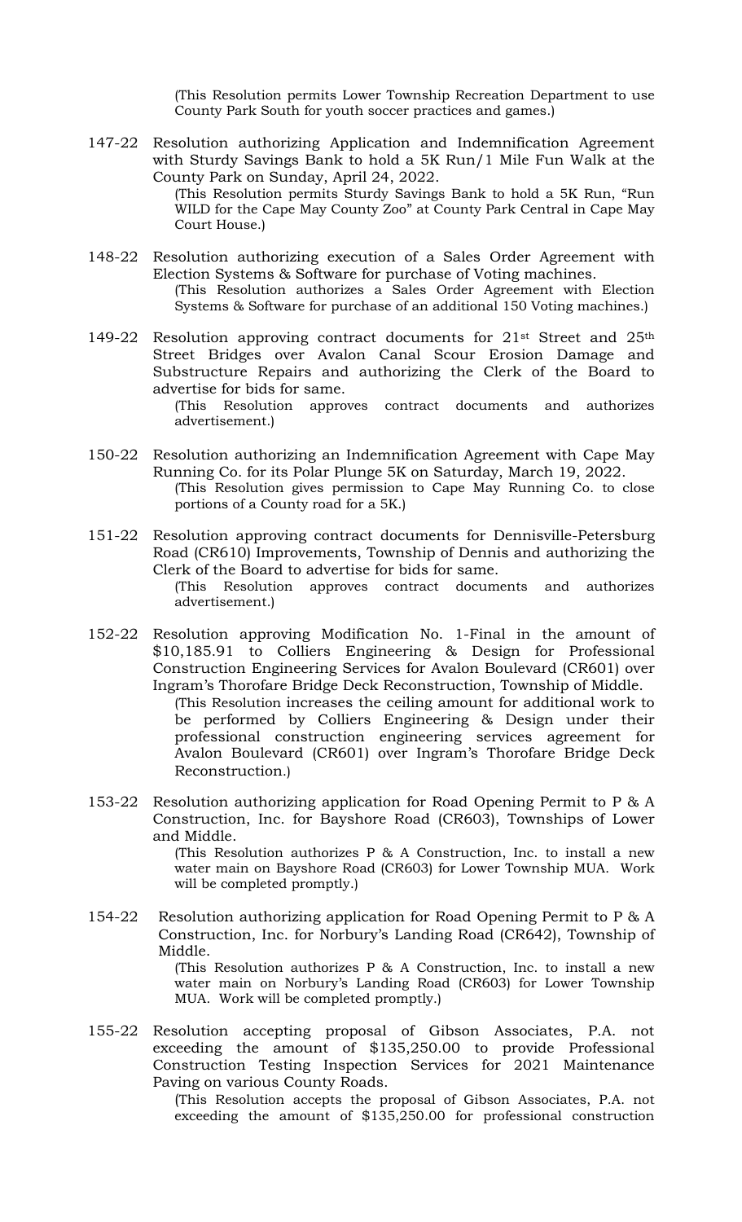(This Resolution permits Lower Township Recreation Department to use County Park South for youth soccer practices and games.)

147-22 Resolution authorizing Application and Indemnification Agreement with Sturdy Savings Bank to hold a 5K Run/1 Mile Fun Walk at the County Park on Sunday, April 24, 2022.

(This Resolution permits Sturdy Savings Bank to hold a 5K Run, "Run WILD for the Cape May County Zoo" at County Park Central in Cape May Court House.)

148-22 Resolution authorizing execution of a Sales Order Agreement with Election Systems & Software for purchase of Voting machines.

(This Resolution authorizes a Sales Order Agreement with Election Systems & Software for purchase of an additional 150 Voting machines.)

149-22 Resolution approving contract documents for 21st Street and 25th Street Bridges over Avalon Canal Scour Erosion Damage and Substructure Repairs and authorizing the Clerk of the Board to advertise for bids for same.

(This Resolution approves contract documents and authorizes advertisement.)

150-22 Resolution authorizing an Indemnification Agreement with Cape May Running Co. for its Polar Plunge 5K on Saturday, March 19, 2022.

(This Resolution gives permission to Cape May Running Co. to close portions of a County road for a 5K.)

151-22 Resolution approving contract documents for Dennisville-Petersburg Road (CR610) Improvements, Township of Dennis and authorizing the Clerk of the Board to advertise for bids for same.

(This Resolution approves contract documents and authorizes advertisement.)

152-22 Resolution approving Modification No. 1-Final in the amount of $10,185.91 to Colliers Engineering & Design for Professional Construction Engineering Services for Avalon Boulevard (CR601) over Ingram's Thorofare Bridge Deck Reconstruction, Township of Middle.

(This Resolution increases the ceiling amount for additional work to be performed by Colliers Engineering & Design under their professional construction engineering services agreement for Avalon Boulevard (CR601) over Ingram's Thorofare Bridge Deck Reconstruction.)

153-22 Resolution authorizing application for Road Opening Permit to P & A Construction, Inc. for Bayshore Road (CR603), Townships of Lower and Middle.

(This Resolution authorizes P & A Construction, Inc. to install a new water main on Bayshore Road (CR603) for Lower Township MUA. Work will be completed promptly.)

154-22 Resolution authorizing application for Road Opening Permit to P & A Construction, Inc. for Norbury's Landing Road (CR642), Township of Middle.

(This Resolution authorizes P & A Construction, Inc. to install a new water main on Norbury's Landing Road (CR603) for Lower Township MUA. Work will be completed promptly.)

155-22 Resolution accepting proposal of Gibson Associates, P.A. not exceeding the amount of $135,250.00 to provide Professional Construction Testing Inspection Services for 2021 Maintenance Paving on various County Roads.

(This Resolution accepts the proposal of Gibson Associates, P.A. not exceeding the amount of $135,250.00 for professional construction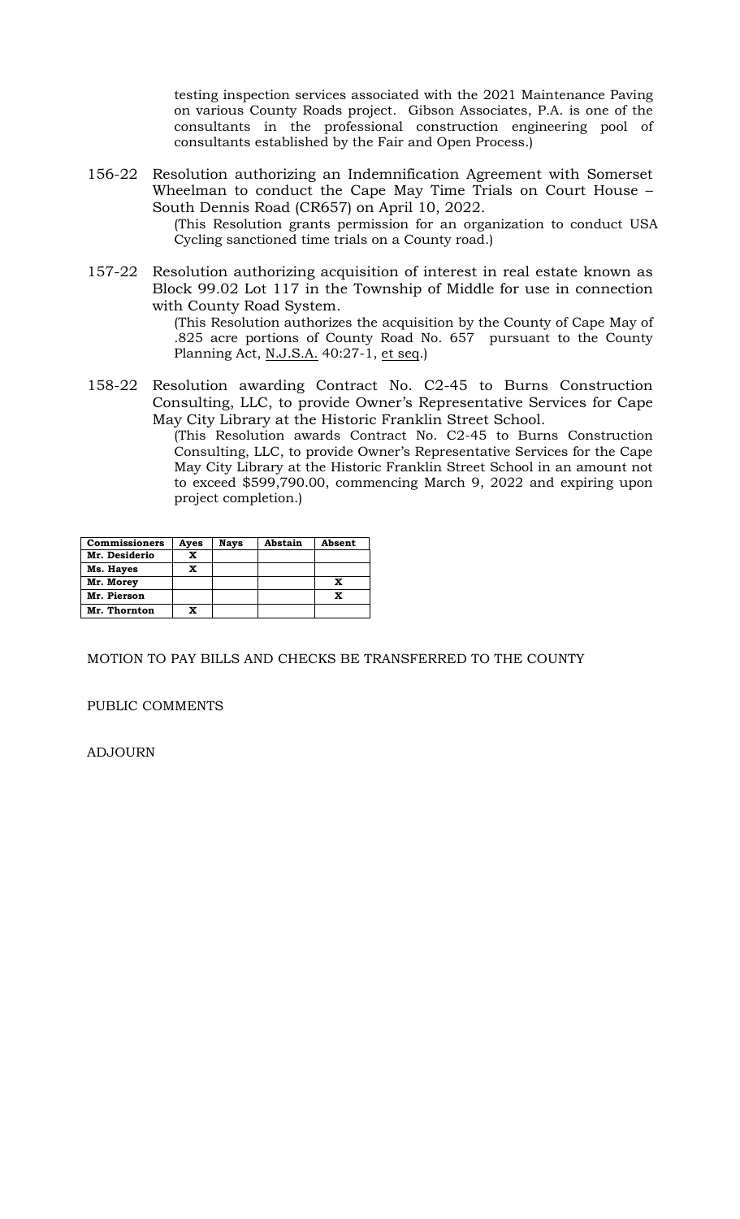testing inspection services associated with the 2021 Maintenance Paving on various County Roads project. Gibson Associates, P.A. is one of the consultants in the professional construction engineering pool of consultants established by the Fair and Open Process.)

156-22 Resolution authorizing an Indemnification Agreement with Somerset Wheelman to conduct the Cape May Time Trials on Court House – South Dennis Road (CR657) on April 10, 2022.
(This Resolution grants permission for an organization to conduct USA Cycling sanctioned time trials on a County road.)

157-22 Resolution authorizing acquisition of interest in real estate known as Block 99.02 Lot 117 in the Township of Middle for use in connection with County Road System.
(This Resolution authorizes the acquisition by the County of Cape May of .825 acre portions of County Road No. 657 pursuant to the County Planning Act, N.J.S.A. 40:27-1, et seq.)

158-22 Resolution awarding Contract No. C2-45 to Burns Construction Consulting, LLC, to provide Owner's Representative Services for Cape May City Library at the Historic Franklin Street School.
(This Resolution awards Contract No. C2-45 to Burns Construction Consulting, LLC, to provide Owner's Representative Services for the Cape May City Library at the Historic Franklin Street School in an amount not to exceed $599,790.00, commencing March 9, 2022 and expiring upon project completion.)

| Commissioners | Ayes | Nays | Abstain | Absent |
|---|---|---|---|---|
| Mr. Desiderio | X | | | |
| Ms. Hayes | X | | | |
| Mr. Morey | | | | X |
| Mr. Pierson | | | | X |
| Mr. Thornton | X | | | |

MOTION TO PAY BILLS AND CHECKS BE TRANSFERRED TO THE COUNTY

PUBLIC COMMENTS

ADJOURN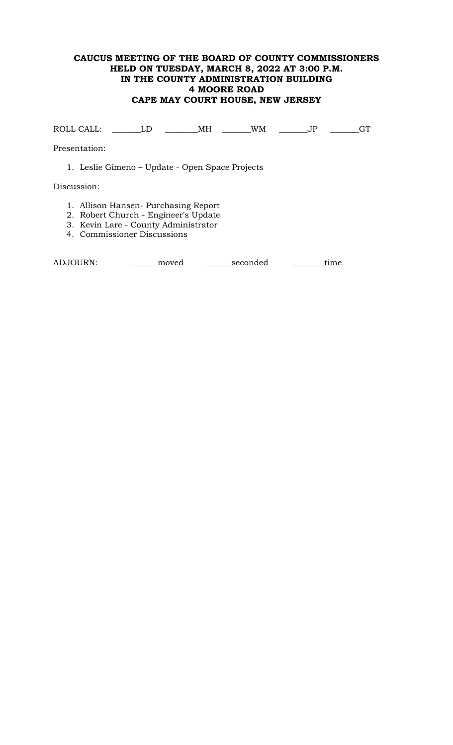**CAUCUS MEETING OF THE BOARD OF COUNTY COMMISSIONERS**
**HELD ON TUESDAY, MARCH 8, 2022 AT 3:00 P.M.**
**IN THE COUNTY ADMINISTRATION BUILDING**
**4 MOORE ROAD**
**CAPE MAY COURT HOUSE, NEW JERSEY**

ROLL CALL: _______LD ________MH _______WM _______JP _______GT

Presentation:

1. Leslie Gimeno – Update - Open Space Projects

Discussion:

1. Allison Hansen- Purchasing Report
2. Robert Church - Engineer's Update
3. Kevin Lare - County Administrator
4. Commissioner Discussions

ADJOURN: ______ moved ______seconded ________time